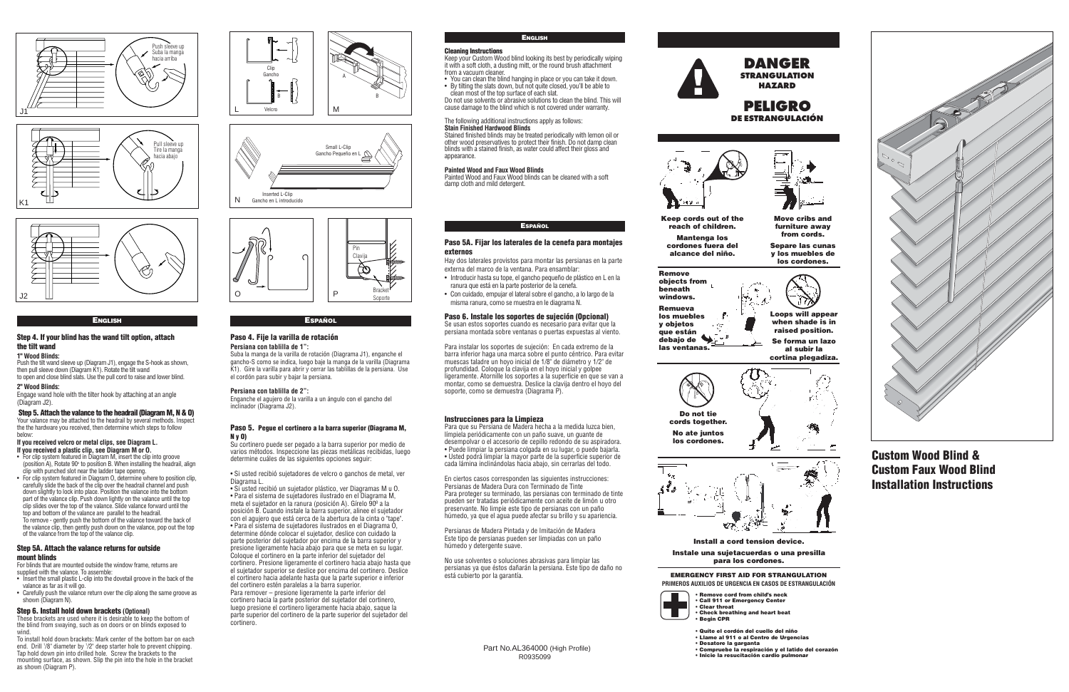## English

### Step 4. If your blind has the wand tilt option, attach the tilt wand

**1" Wood Blinds:**
Push the tilt wand sleeve up (Diagram J1), engage the S-hook as shown, then pull sleeve down (Diagram K1). Rotate the tilt wand to open and close blind slats. Use the pull cord to raise and lower blind.

**2" Wood Blinds:**
Engage wand hole with the tilter hook by attaching at an angle (Diagram J2).

### Step 5. Attach the valance to the headrail (Diagram M, N & O)

Your valance may be attached to the headrail by several methods. Inspect the the hardware you received, then determine which steps to follow below:

**If you received velcro or metal clips, see Diagram L.**
**If you received a plastic clip, see Diagram M or O.**

- For clip system featured in Diagram M, insert the clip into groove (position A), Rotate 90° to position B. When installing the headrail, align clip with punched slot near the ladder tape opening.
- For clip system featured in Diagram O, determine where to position clip, carefully slide the back of the clip over the headrail channel and push down slightly to lock into place. Position the valance into the bottom part of the valance clip. Push down lightly on the valance until the top clip slides over the top of the valance. Slide valance forward until the top and bottom of the valance are parallel to the headrail.
  To remove - gently push the bottom of the valance toward the back of the valance clip, then gently push down on the valance, pop out the top of the valance from the top of the valance clip.

### Step 5A. Attach the valance returns for outside mount blinds

For blinds that are mounted outside the window frame, returns are supplied with the valance. To assemble:

- Insert the small plastic L-clip into the dovetail groove in the back of the valance as far as it will go.
- Carefully push the valance return over the clip along the same groove as shown (Diagram N).

### Step 6. Install hold down brackets (Optional)

These brackets are used where it is desirable to keep the bottom of the blind from swaying, such as on doors or on blinds exposed to wind.

To install hold down brackets: Mark center of the bottom bar on each end. Drill 1/8" diameter by 1/2" deep starter hole to prevent chipping. Tap hold down pin into drilled hole. Screw the brackets to the mounting surface, as shown. Slip the pin into the hole in the bracket as shown (Diagram P).

## Español

### Paso 4. Fije la varilla de rotación

**Persiana con tablilla de 1":**
Suba la manga de la varilla de rotación (Diagrama J1), enganche el gancho-S como se indica, luego baje la manga de la varilla (Diagrama K1). Gire la varilla para abrir y cerrar las tablillas de la persiana. Use el cordón para subir y bajar la persiana.

**Persiana con tablilla de 2":**
Enganche el agujero de la varilla a un ángulo con el gancho del inclinador (Diagrama J2).

### Paso 5. Pegue el cortinero a la barra superior (Diagrama M, N y O)

Su cortinero puede ser pegado a la barra superior por medio de varios métodos. Inspeccione las piezas metálicas recibidas, luego determine cuáles de las siguientes opciones seguir:

- Si usted recibió sujetadores de velcro o ganchos de metal, ver Diagrama L.
- Si usted recibió un sujetador plástico, ver Diagramas M u O.
- Para el sistema de sujetadores ilustrado en el Diagrama M, meta el sujetador en la ranura (posición A). Gírelo 90º a la posición B. Cuando instale la barra superior, alinee el sujetador con el agujero que está cerca de la abertura de la cinta o "tape".
- Para el sistema de sujetadores ilustrados en el Diagrama O, determine dónde colocar el sujetador, deslice con cuidado la parte posterior del sujetador por encima de la barra superior y presione ligeramente hacia abajo para que se meta en su lugar. Coloque el cortinero en la parte inferior del sujetador del cortinero. Presione ligeramente el cortinero hacia abajo hasta que el sujetador superior se deslice por encima del cortinero. Deslice el cortinero hacia adelante hasta que la parte superior e inferior del cortinero estén paralelas a la barra superior.
  Para remover – presione ligeramente la parte inferior del cortinero hacia la parte posterior del sujetador del cortinero, luego presione el cortinero ligeramente hacia abajo, saque la parte superior del cortinero de la parte superior del sujetador del cortinero.

## English

### Cleaning Instructions

Keep your Custom Wood blind looking its best by periodically wiping it with a soft cloth, a dusting mitt, or the round brush attachment from a vacuum cleaner.

- You can clean the blind hanging in place or you can take it down.
- By tilting the slats down, but not quite closed, you'll be able to clean most of the top surface of each slat.

Do not use solvents or abrasive solutions to clean the blind. This will cause damage to the blind which is not covered under warranty.

The following additional instructions apply as follows:

**Stain Finished Hardwood Blinds**
Stained finished blinds may be treated periodically with lemon oil or other wood preservatives to protect their finish. Do not damp clean blinds with a stained finish, as water could affect their gloss and appearance.

**Painted Wood and Faux Wood Blinds**
Painted Wood and Faux Wood blinds can be cleaned with a soft damp cloth and mild detergent.

## Español

### Paso 5A. Fijar los laterales de la cenefa para montajes externos

Hay dos laterales provistos para montar las persianas en la parte externa del marco de la ventana. Para ensamblar:

- Introducir hasta su tope, el gancho pequeño de plástico en L en la ranura que está en la parte posterior de la cenefa.
- Con cuidado, empujar el lateral sobre el gancho, a lo largo de la misma ranura, como se muestra en le diagrama N.

### Paso 6. Instale los soportes de sujeción (Opcional)

Se usan estos soportes cuando es necesario para evitar que la persiana montada sobre ventanas o puertas expuestas al viento.

Para instalar los soportes de sujeción: En cada extremo de la barra inferior haga una marca sobre el punto céntrico. Para evitar muescas taladre un hoyo inicial de 1/8" de diámetro y 1/2" de profundidad. Coloque la clavija en el hoyo inicial y golpee ligeramente. Atornille los soportes a la superficie en que se van a montar, como se demuestra. Deslice la clavija dentro el hoyo del soporte, como se demuestra (Diagrama P).

### Instrucciones para la Limpieza

Para que su Persiana de Madera hecha a la medida luzca bien, límpiela periódicamente con un paño suave, un guante de desempolvar o el accesorio de cepillo redondo de su aspiradora.
• Puede limpiar la persiana colgada en su lugar, o puede bajarla.
• Usted podrá limpiar la mayor parte de la superficie superior de cada lámina inclinándolas hacia abajo, sin cerrarlas del todo.

En ciertos casos corresponden las siguientes instrucciones:
Persianas de Madera Dura con Terminado de Tinte
Para proteger su terminado, las persianas con terminado de tinte pueden ser tratadas periódicamente con aceite de limón u otro preservante. No limpie este tipo de persianas con un paño húmedo, ya que el agua puede afectar su brillo y su apariencia.

Persianas de Madera Pintada y de Imitación de Madera
Este tipo de persianas pueden ser limpiadas con un paño húmedo y detergente suave.

No use solventes o soluciones abrasivas para limpiar las persianas ya que éstos dañarán la persiana. Este tipo de daño no está cubierto por la garantía.

Part No.AL364000 (High Profile)
R0935099

# DANGER
## STRANGULATION HAZARD

# PELIGRO
## DE ESTRANGULACIÓN

**Keep cords out of the reach of children.**
**Mantenga los cordones fuera del alcance del niño.**

**Move cribs and furniture away from cords.**
**Separe las cunas y los muebles de los cordones.**

**Remove objects from beneath windows.**
**Remueva los muebles y objetos que están debajo de las ventanas.**

**Loops will appear when shade is in raised position.**
**Se forma un lazo al subir la cortina plegadiza.**

**Do not tie cords together.**
**No ate juntos los cordones.**

**Install a cord tension device.**
**Instale una sujetacuerdas o una presilla para los cordones.**

**EMERGENCY FIRST AID FOR STRANGULATION**
**PRIMEROS AUXILIOS DE URGENCIA EN CASOS DE ESTRANGULACIÓN**

- Remove cord from child's neck
- Call 911 or Emergency Center
- Clear throat
- Check breathing and heart beat
- Begin CPR

- Quite el cordón del cuello del niño
- Llame al 911 o al Centro de Urgencias
- Desatore la garganta
- Compruebe la respiración y el latido del corazón
- Inicie la resucitación cardio pulmonar

# Custom Wood Blind & Custom Faux Wood Blind Installation Instructions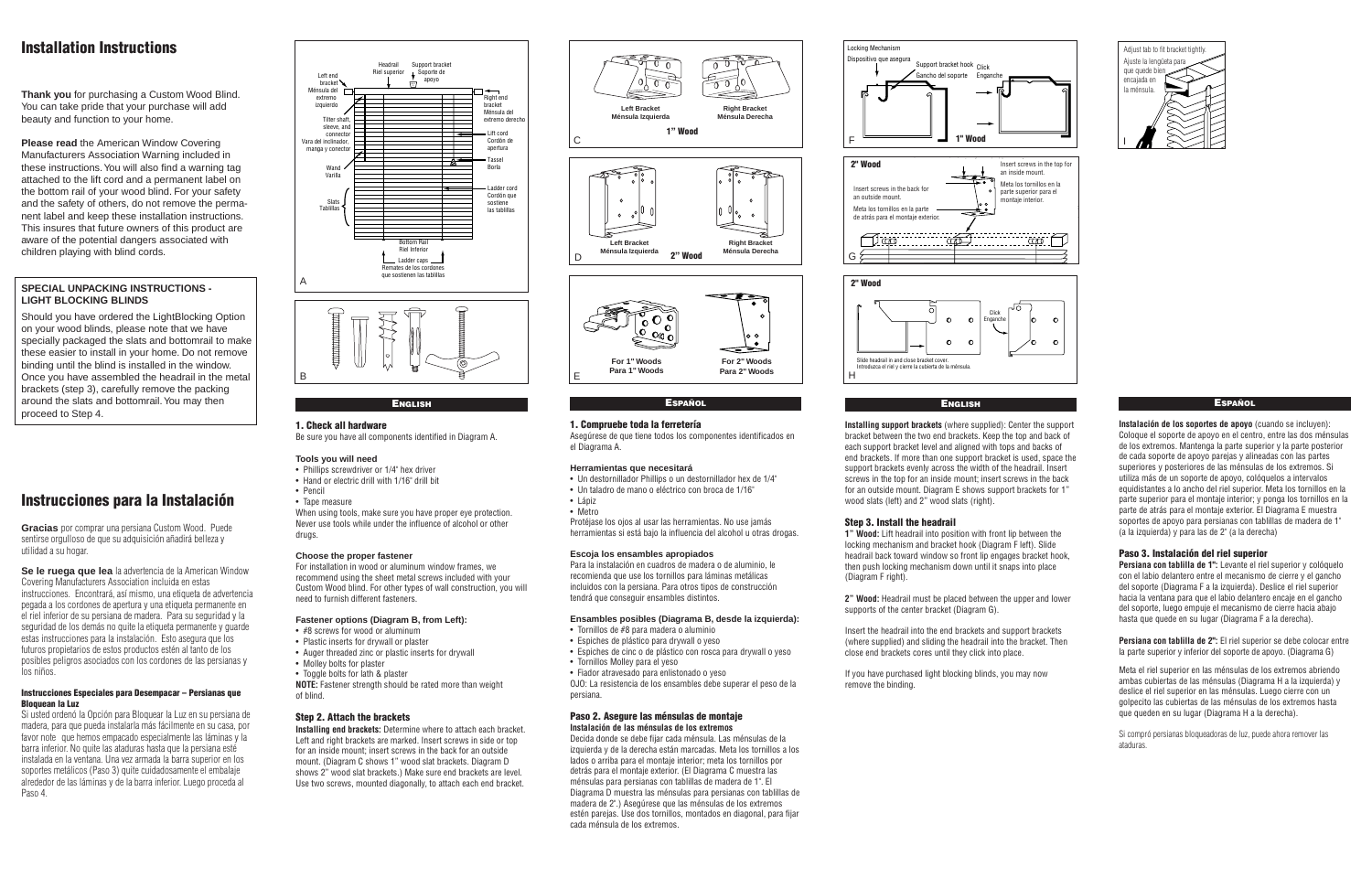# Installation Instructions

**Thank you** for purchasing a Custom Wood Blind. You can take pride that your purchase will add beauty and function to your home.

**Please read** the American Window Covering Manufacturers Association Warning included in these instructions. You will also find a warning tag attached to the lift cord and a permanent label on the bottom rail of your wood blind. For your safety and the safety of others, do not remove the permanent label and keep these installation instructions. This insures that future owners of this product are aware of the potential dangers associated with children playing with blind cords.

### SPECIAL UNPACKING INSTRUCTIONS - LIGHT BLOCKING BLINDS

Should you have ordered the LightBlocking Option on your wood blinds, please note that we have specially packaged the slats and bottomrail to make these easier to install in your home. Do not remove binding until the blind is installed in the window. Once you have assembled the headrail in the metal brackets (step 3), carefully remove the packing around the slats and bottomrail. You may then proceed to Step 4.

# Instrucciones para la Instalación

**Gracias** por comprar una persiana Custom Wood. Puede sentirse orgulloso de que su adquisición añadirá belleza y utilidad a su hogar.

**Se le ruega que lea** la advertencia de la American Window Covering Manufacturers Association incluida en estas instrucciones. Encontrará, así mismo, una etiqueta de advertencia pegada a los cordones de apertura y una etiqueta permanente en el riel inferior de su persiana de madera. Para su seguridad y la seguridad de los demás no quite la etiqueta permanente y guarde estas instrucciones para la instalación. Esto asegura que los futuros propietarios de estos productos estén al tanto de los posibles peligros asociados con los cordones de las persianas y los niños.

#### Instrucciones Especiales para Desempacar – Persianas que Bloquean la Luz

Si usted ordenó la Opción para Bloquear la Luz en su persiana de madera, para que pueda instalarla más fácilmente en su casa, por favor note que hemos empacado especialmente las láminas y la barra inferior. No quite las ataduras hasta que la persiana esté instalada en la ventana. Una vez armada la barra superior en los soportes metálicos (Paso 3) quite cuidadosamente el embalaje alrededor de las láminas y de la barra inferior. Luego proceda al Paso 4.

A

Headrail / Riel superior
Support bracket / Soporte de apoyo
Left end bracket / Ménsula del extremo izquierdo
Right end bracket / Ménsula del extremo derecho
Tilter shaft, sleeve, and connector / Vara del inclinador, manga y conector
Lift cord / Cordón de apertura
Tassel / Borla
Wand / Varilla
Ladder cord / Cordón que sostiene las tablillas
Slats / Tablillas
Bottom Rail / Riel inferior
Ladder caps / Remates de los cordones que sostienen las tablillas

B

C

Left Bracket / Ménsula Izquierda
Right Bracket / Ménsula Derecha
1" Wood

D

Left Bracket / Ménsula Izquierda
Right Bracket / Ménsula Derecha
2" Wood

E

For 1" Woods / Para 1" Woods
For 2" Woods / Para 2" Woods

F

Locking Mechanism / Dispositivo que asegura
Support bracket hook / Gancho del soporte
Click / Enganche
1" Wood

G

2" Wood
Insert screws in the back for an outside mount. / Meta los tornillos en la parte de atrás para el montaje exterior.
Insert screws in the top for an inside mount. / Meta los tornillos en la parte superior para el montaje interior.

H

2" Wood
Click / Enganche
Slide headrail in and close bracket cover. / Introduzca el riel y cierre la cubierta de la ménsula.

I

Adjust tab to fit bracket tightly. / Ajuste la lengüeta para que quede bien encajada en la ménsula.

## English

### 1. Check all hardware

Be sure you have all components identified in Diagram A.

#### Tools you will need

- Phillips screwdriver or 1/4" hex driver
- Hand or electric drill with 1/16" drill bit
- Pencil
- Tape measure

When using tools, make sure you have proper eye protection. Never use tools while under the influence of alcohol or other drugs.

#### Choose the proper fastener

For installation in wood or aluminum window frames, we recommend using the sheet metal screws included with your Custom Wood blind. For other types of wall construction, you will need to furnish different fasteners.

#### Fastener options (Diagram B, from Left):

- #8 screws for wood or aluminum
- Plastic inserts for drywall or plaster
- Auger threaded zinc or plastic inserts for drywall
- Molley bolts for plaster
- Toggle bolts for lath & plaster

**NOTE:** Fastener strength should be rated more than weight of blind.

### Step 2. Attach the brackets

**Installing end brackets:** Determine where to attach each bracket. Left and right brackets are marked. Insert screws in side or top for an inside mount; insert screws in the back for an outside mount. (Diagram C shows 1" wood slat brackets. Diagram D shows 2" wood slat brackets.) Make sure end brackets are level. Use two screws, mounted diagonally, to attach each end bracket.

## Español

### 1. Compruebe toda la ferretería

Asegúrese de que tiene todos los componentes identificados en el Diagrama A.

#### Herramientas que necesitará

- Un destornillador Phillips o un destornillador hex de 1/4"
- Un taladro de mano o eléctrico con broca de 1/16"
- Lápiz
- Metro

Protéjase los ojos al usar las herramientas. No use jamás herramientas si está bajo la influencia del alcohol u otras drogas.

#### Escoja los ensambles apropiados

Para la instalación en cuadros de madera o de aluminio, le recomienda que use los tornillos para láminas metálicas incluidos con la persiana. Para otros tipos de construcción tendrá que conseguir ensambles distintos.

#### Ensambles posibles (Diagrama B, desde la izquierda):

- Tornillos de #8 para madera o aluminio
- Espiches de plástico para drywall o yeso
- Espiches de zinc o de plástico con rosca para drywall o yeso
- Tornillos Molley para el yeso
- Fiador atravesado para enlistonado o yeso

OJO: La resistencia de los ensambles debe superar el peso de la persiana.

### Paso 2. Asegure las ménsulas de montaje

**Instalación de las ménsulas de los extremos**

Decida donde se debe fijar cada ménsula. Las ménsulas de la izquierda y de la derecha están marcadas. Meta los tornillos a los lados o arriba para el montaje interior; meta los tornillos por detrás para el montaje exterior. (El Diagrama C muestra las ménsulas para persianas con tablillas de madera de 1". El Diagrama D muestra las ménsulas para persianas con tablillas de madera de 2".) Asegúrese que las ménsulas de los extremos estén parejas. Use dos tornillos, montados en diagonal, para fijar cada ménsula de los extremos.

## English

**Installing support brackets** (where supplied): Center the support bracket between the two end brackets. Keep the top and back of each support bracket level and aligned with tops and backs of end brackets. If more than one support bracket is used, space the support brackets evenly across the width of the headrail. Insert screws in the top for an inside mount; insert screws in the back for an outside mount. Diagram E shows support brackets for 1" wood slats (left) and 2" wood slats (right).

### Step 3. Install the headrail

**1" Wood:** Lift headrail into position with front lip between the locking mechanism and bracket hook (Diagram F left). Slide headrail back toward window so front lip engages bracket hook, then push locking mechanism down until it snaps into place (Diagram F right).

**2" Wood:** Headrail must be placed between the upper and lower supports of the center bracket (Diagram G).

Insert the headrail into the end brackets and support brackets (where supplied) and sliding the headrail into the bracket. Then close end brackets cores until they click into place.

If you have purchased light blocking blinds, you may now remove the binding.

## Español

**Instalación de los soportes de apoyo** (cuando se incluyen): Coloque el soporte de apoyo en el centro, entre las dos ménsulas de los extremos. Mantenga la parte superior y la parte posterior de cada soporte de apoyo parejas y alineadas con las partes superiores y posteriores de las ménsulas de los extremos. Si utiliza más de un soporte de apoyo, colóquelos a intervalos equidistantes a lo ancho del riel superior. Meta los tornillos en la parte superior para el montaje interior; y ponga los tornillos en la parte de atrás para el montaje exterior. El Diagrama E muestra soportes de apoyo para persianas con tablillas de madera de 1" (a la izquierda) y para las de 2" (a la derecha)

### Paso 3. Instalación del riel superior

**Persiana con tablilla de 1":** Levante el riel superior y colóquelo con el labio delantero entre el mecanismo de cierre y el gancho del soporte (Diagrama F a la izquierda). Deslice el riel superior hacia la ventana para que el labio delantero encaje en el gancho del soporte, luego empuje el mecanismo de cierre hacia abajo hasta que quede en su lugar (Diagrama F a la derecha).

**Persiana con tablilla de 2":** El riel superior se debe colocar entre la parte superior y inferior del soporte de apoyo. (Diagrama G)

Meta el riel superior en las ménsulas de los extremos abriendo ambas cubiertas de las ménsulas (Diagrama H a la izquierda) y deslice el riel superior en las ménsulas. Luego cierre con un golpecito las cubiertas de las ménsulas de los extremos hasta que queden en su lugar (Diagrama H a la derecha).

Si compró persianas bloqueadoras de luz, puede ahora remover las ataduras.